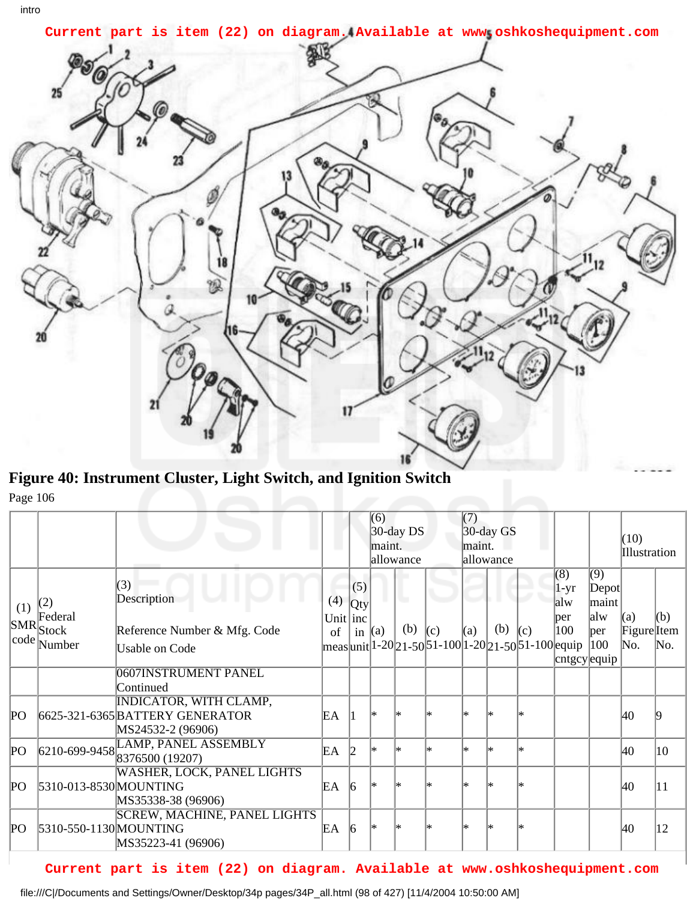Current part is item (22) on diagram. Available at www.oshkoshequipment.com

**Figure 40: Instrument Cluster, Light Switch, and Ignition Switch**

Page 106

| | | | | | (6) 30-day DS maint. allowance | | | (7) 30-day GS maint. allowance | | | | | (10) Illustration | |
|---|---|---|---|---|---|---|---|---|---|---|---|---|---|---|
| (1) SMR code | (2) Federal Stock Number | (3) Description<br>Reference Number & Mfg. Code<br>Usable on Code | (4) Unit of meas | (5) Qty inc in unit | (a) 1-20 | (b) 21-50 | (c) 51-100 | (a) 1-20 | (b) 21-50 | (c) 51-100 | (8) 1-yr alw per 100 equip cntgcy | (9) Depot maint alw per 100 equip | (a) Figure No. | (b) Item No. |
| | | 0607INSTRUMENT PANEL Continued | | | | | | | | | | | | |
| PO | 6625-321-6365 | INDICATOR, WITH CLAMP, BATTERY GENERATOR<br>MS24532-2 (96906) | EA | 1 | * | * | * | * | * | * | | | 40 | 9 |
| PO | 6210-699-9458 | LAMP, PANEL ASSEMBLY<br>8376500 (19207) | EA | 2 | * | * | * | * | * | * | | | 40 | 10 |
| PO | 5310-013-8530 | WASHER, LOCK, PANEL LIGHTS MOUNTING<br>MS35338-38 (96906) | EA | 6 | * | * | * | * | * | * | | | 40 | 11 |
| PO | 5310-550-1130 | SCREW, MACHINE, PANEL LIGHTS MOUNTING<br>MS35223-41 (96906) | EA | 6 | * | * | * | * | * | * | | | 40 | 12 |

Current part is item (22) on diagram. Available at www.oshkoshequipment.com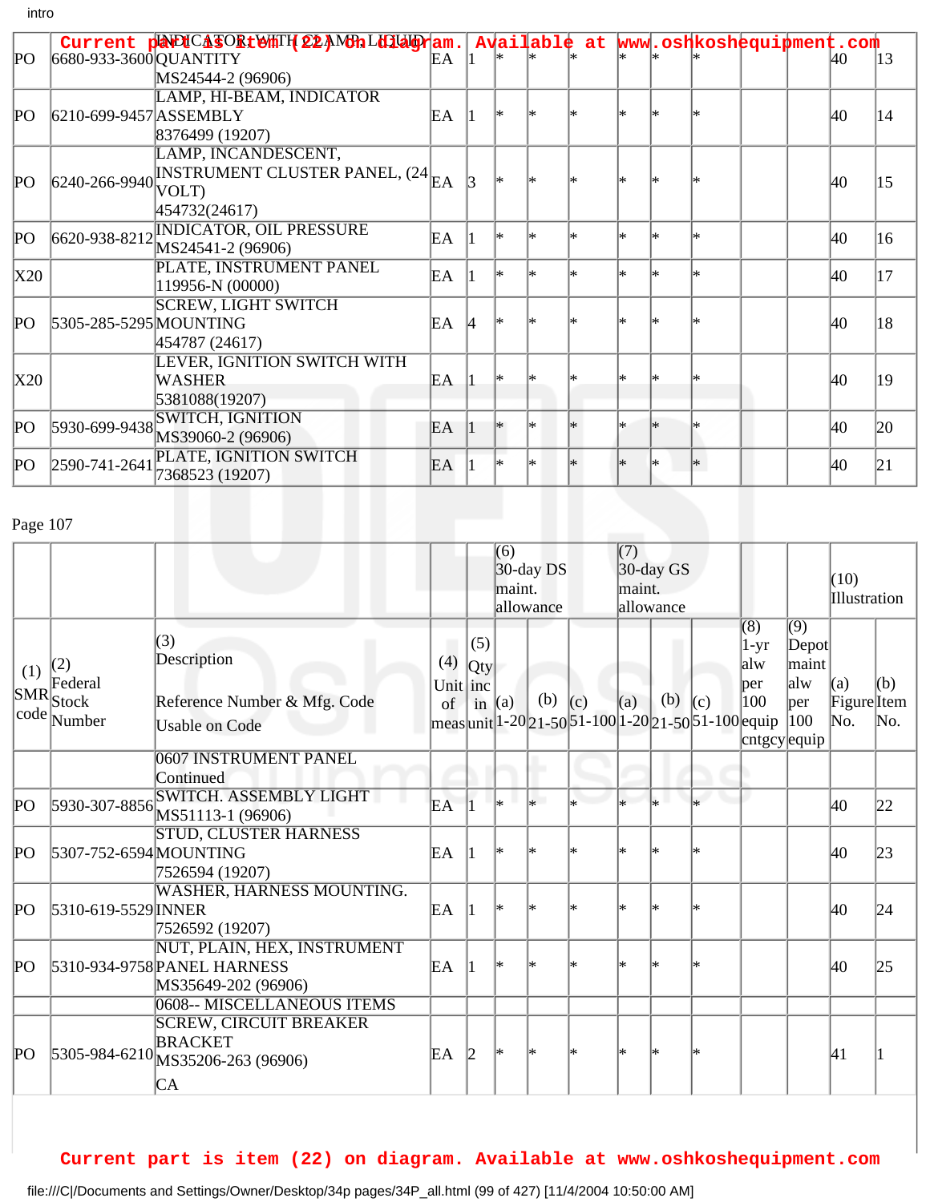Current part is item (22) on diagram. Available at www.oshkoshequipment.com

| | | | | | | | | | | | | | |
|---|---|---|---|---|---|---|---|---|---|---|---|---|---|
| PO | 6680-933-3600 | INDICATOR, WITH 22 AMP, LIQUID QUANTITY MS24544-2 (96906) | EA | 1 | * | * | * | * | * | * | | | 40 | 13 |
| PO | 6210-699-9457 | LAMP, HI-BEAM, INDICATOR ASSEMBLY 8376499 (19207) | EA | 1 | * | * | * | * | * | * | | | 40 | 14 |
| PO | 6240-266-9940 | LAMP, INCANDESCENT, INSTRUMENT CLUSTER PANEL, (24 VOLT) 454732(24617) | EA | 3 | * | * | * | * | * | * | | | 40 | 15 |
| PO | 6620-938-8212 | INDICATOR, OIL PRESSURE MS24541-2 (96906) | EA | 1 | * | * | * | * | * | * | | | 40 | 16 |
| X20 | | PLATE, INSTRUMENT PANEL 119956-N (00000) | EA | 1 | * | * | * | * | * | * | | | 40 | 17 |
| PO | 5305-285-5295 | SCREW, LIGHT SWITCH MOUNTING 454787 (24617) | EA | 4 | * | * | * | * | * | * | | | 40 | 18 |
| X20 | | LEVER, IGNITION SWITCH WITH WASHER 5381088(19207) | EA | 1 | * | * | * | * | * | * | | | 40 | 19 |
| PO | 5930-699-9438 | SWITCH, IGNITION MS39060-2 (96906) | EA | 1 | * | * | * | * | * | * | | | 40 | 20 |
| PO | 2590-741-2641 | PLATE, IGNITION SWITCH 7368523 (19207) | EA | 1 | * | * | * | * | * | * | | | 40 | 21 |

| (1) SMR code | (2) Federal Stock Number | (3) Description Reference Number & Mfg. Code Usable on Code | (4) Unit of meas | (5) Qty inc in unit | (6) 30-day DS maint. allowance (a) 1-20 | (b) 21-50 | (c) 51-100 | (7) 30-day GS maint. allowance (a) 1-20 | (b) 21-50 | (c) 51-100 | (8) 1-yr alw per 100 equip cntgcy | (9) Depot maint alw per 100 equip | (10) Illustration (a) Figure No. | (b) Item No. |
|---|---|---|---|---|---|---|---|---|---|---|---|---|---|---|
| | | 0607 INSTRUMENT PANEL Continued | | | | | | | | | | | | |
| PO | 5930-307-8856 | SWITCH. ASSEMBLY LIGHT MS51113-1 (96906) | EA | 1 | * | * | * | * | * | * | | | 40 | 22 |
| PO | 5307-752-6594 | STUD, CLUSTER HARNESS MOUNTING 7526594 (19207) | EA | 1 | * | * | * | * | * | * | | | 40 | 23 |
| PO | 5310-619-5529 | WASHER, HARNESS MOUNTING. INNER 7526592 (19207) | EA | 1 | * | * | * | * | * | * | | | 40 | 24 |
| PO | 5310-934-9758 | NUT, PLAIN, HEX, INSTRUMENT PANEL HARNESS MS35649-202 (96906) | EA | 1 | * | * | * | * | * | * | | | 40 | 25 |
| | | 0608-- MISCELLANEOUS ITEMS | | | | | | | | | | | | |
| PO | 5305-984-6210 | SCREW, CIRCUIT BREAKER BRACKET MS35206-263 (96906) CA | EA | 2 | * | * | * | * | * | * | | | 41 | 1 |

Current part is item (22) on diagram. Available at www.oshkoshequipment.com